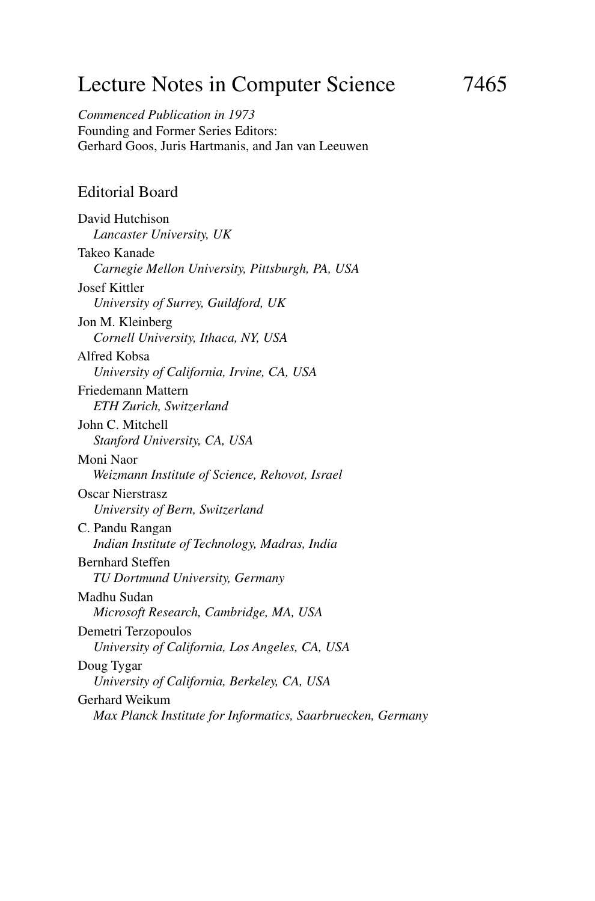# Lecture Notes in Computer Science 7465

*Commenced Publication in 1973*
Founding and Former Series Editors:
Gerhard Goos, Juris Hartmanis, and Jan van Leeuwen

## Editorial Board

David Hutchison
*Lancaster University, UK*

Takeo Kanade
*Carnegie Mellon University, Pittsburgh, PA, USA*

Josef Kittler
*University of Surrey, Guildford, UK*

Jon M. Kleinberg
*Cornell University, Ithaca, NY, USA*

Alfred Kobsa
*University of California, Irvine, CA, USA*

Friedemann Mattern
*ETH Zurich, Switzerland*

John C. Mitchell
*Stanford University, CA, USA*

Moni Naor
*Weizmann Institute of Science, Rehovot, Israel*

Oscar Nierstrasz
*University of Bern, Switzerland*

C. Pandu Rangan
*Indian Institute of Technology, Madras, India*

Bernhard Steffen
*TU Dortmund University, Germany*

Madhu Sudan
*Microsoft Research, Cambridge, MA, USA*

Demetri Terzopoulos
*University of California, Los Angeles, CA, USA*

Doug Tygar
*University of California, Berkeley, CA, USA*

Gerhard Weikum
*Max Planck Institute for Informatics, Saarbruecken, Germany*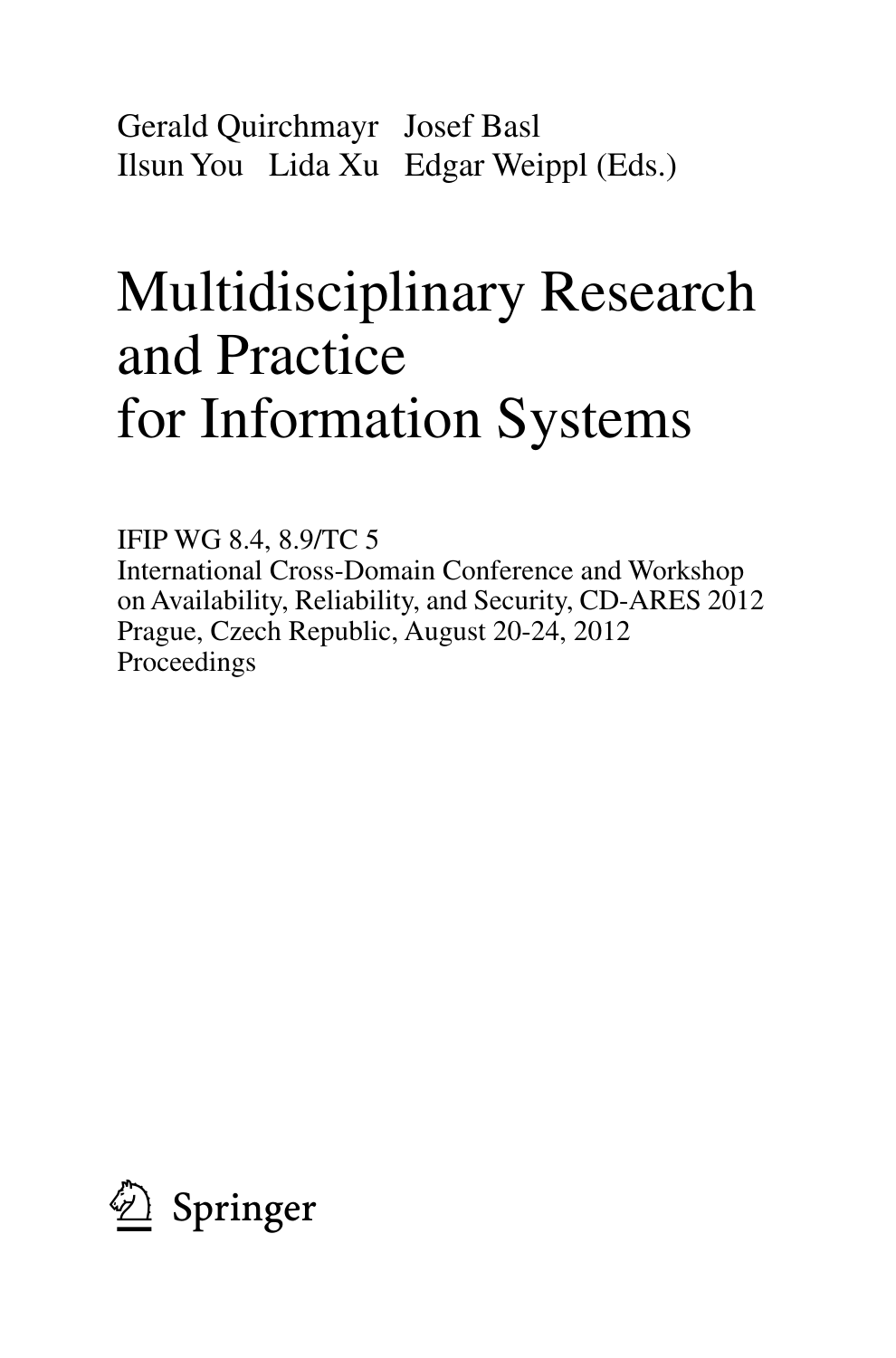Gerald Quirchmayr   Josef Basl
Ilsun You   Lida Xu   Edgar Weippl (Eds.)

# Multidisciplinary Research and Practice for Information Systems

IFIP WG 8.4, 8.9/TC 5
International Cross-Domain Conference and Workshop
on Availability, Reliability, and Security, CD-ARES 2012
Prague, Czech Republic, August 20-24, 2012
Proceedings

Springer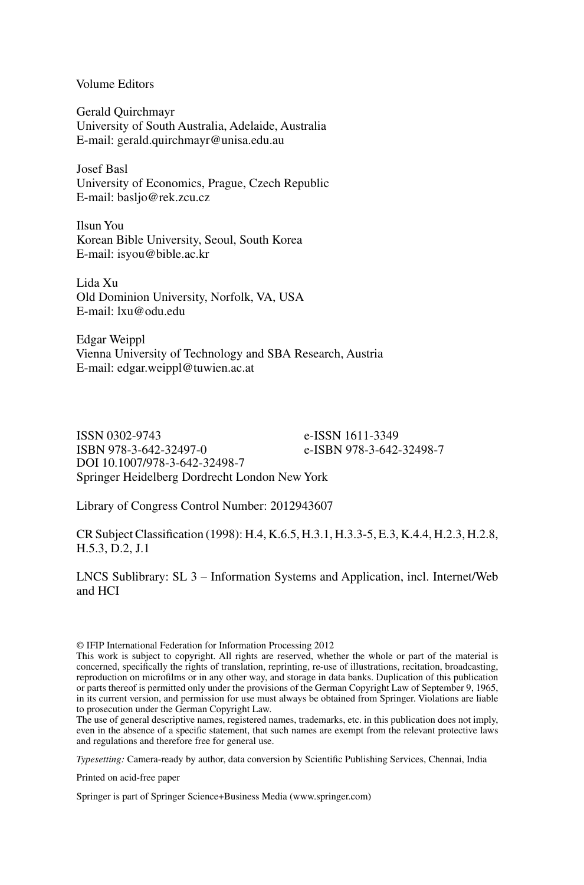Volume Editors

Gerald Quirchmayr
University of South Australia, Adelaide, Australia
E-mail: gerald.quirchmayr@unisa.edu.au

Josef Basl
University of Economics, Prague, Czech Republic
E-mail: basljo@rek.zcu.cz

Ilsun You
Korean Bible University, Seoul, South Korea
E-mail: isyou@bible.ac.kr

Lida Xu
Old Dominion University, Norfolk, VA, USA
E-mail: lxu@odu.edu

Edgar Weippl
Vienna University of Technology and SBA Research, Austria
E-mail: edgar.weippl@tuwien.ac.at

ISSN 0302-9743 e-ISSN 1611-3349
ISBN 978-3-642-32497-0 e-ISBN 978-3-642-32498-7
DOI 10.1007/978-3-642-32498-7
Springer Heidelberg Dordrecht London New York

Library of Congress Control Number: 2012943607

CR Subject Classification (1998): H.4, K.6.5, H.3.1, H.3.3-5, E.3, K.4.4, H.2.3, H.2.8, H.5.3, D.2, J.1

LNCS Sublibrary: SL 3 – Information Systems and Application, incl. Internet/Web and HCI

© IFIP International Federation for Information Processing 2012
This work is subject to copyright. All rights are reserved, whether the whole or part of the material is concerned, specifically the rights of translation, reprinting, re-use of illustrations, recitation, broadcasting, reproduction on microfilms or in any other way, and storage in data banks. Duplication of this publication or parts thereof is permitted only under the provisions of the German Copyright Law of September 9, 1965, in its current version, and permission for use must always be obtained from Springer. Violations are liable to prosecution under the German Copyright Law.
The use of general descriptive names, registered names, trademarks, etc. in this publication does not imply, even in the absence of a specific statement, that such names are exempt from the relevant protective laws and regulations and therefore free for general use.

*Typesetting:* Camera-ready by author, data conversion by Scientific Publishing Services, Chennai, India

Printed on acid-free paper

Springer is part of Springer Science+Business Media (www.springer.com)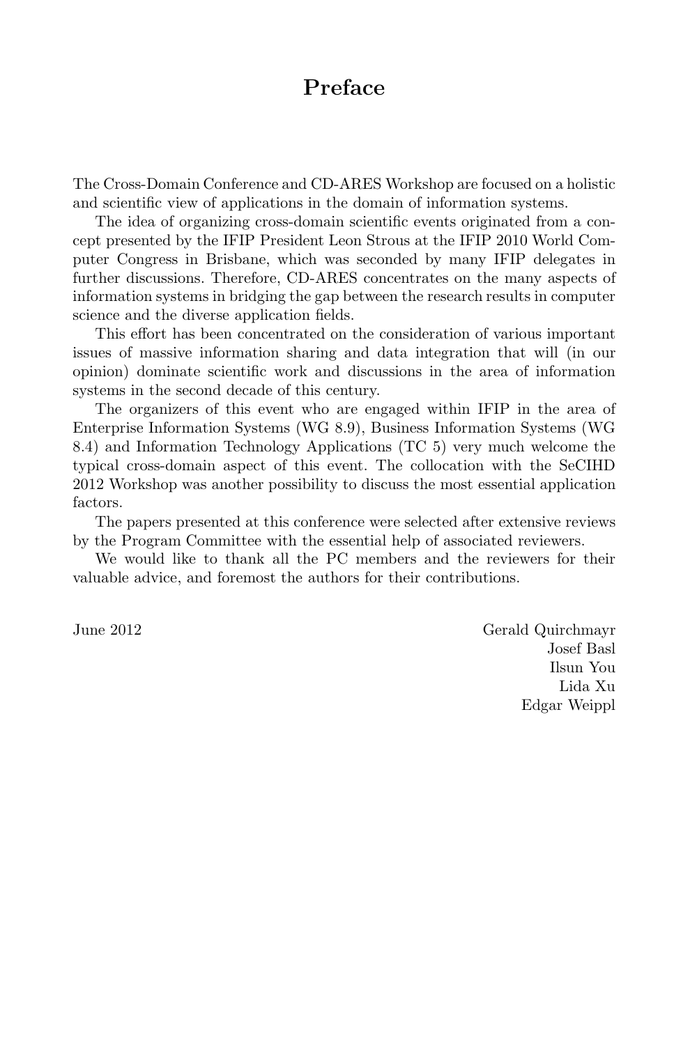# Preface

The Cross-Domain Conference and CD-ARES Workshop are focused on a holistic and scientific view of applications in the domain of information systems.

The idea of organizing cross-domain scientific events originated from a concept presented by the IFIP President Leon Strous at the IFIP 2010 World Computer Congress in Brisbane, which was seconded by many IFIP delegates in further discussions. Therefore, CD-ARES concentrates on the many aspects of information systems in bridging the gap between the research results in computer science and the diverse application fields.

This effort has been concentrated on the consideration of various important issues of massive information sharing and data integration that will (in our opinion) dominate scientific work and discussions in the area of information systems in the second decade of this century.

The organizers of this event who are engaged within IFIP in the area of Enterprise Information Systems (WG 8.9), Business Information Systems (WG 8.4) and Information Technology Applications (TC 5) very much welcome the typical cross-domain aspect of this event. The collocation with the SeCIHD 2012 Workshop was another possibility to discuss the most essential application factors.

The papers presented at this conference were selected after extensive reviews by the Program Committee with the essential help of associated reviewers.

We would like to thank all the PC members and the reviewers for their valuable advice, and foremost the authors for their contributions.

June 2012

Gerald Quirchmayr
Josef Basl
Ilsun You
Lida Xu
Edgar Weippl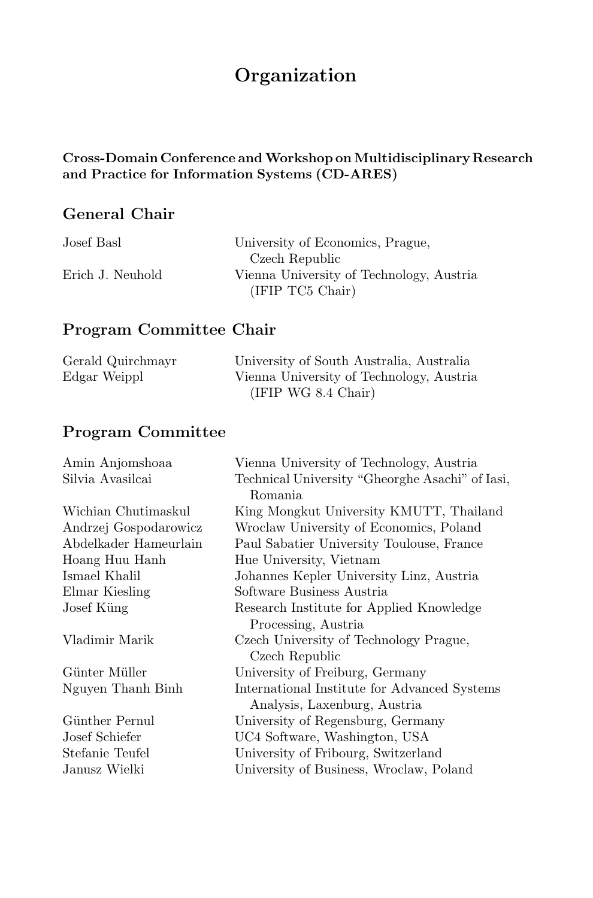# Organization

**Cross-Domain Conference and Workshop on Multidisciplinary Research and Practice for Information Systems (CD-ARES)**

## General Chair

| | |
|---|---|
| Josef Basl | University of Economics, Prague, Czech Republic |
| Erich J. Neuhold | Vienna University of Technology, Austria (IFIP TC5 Chair) |

## Program Committee Chair

| | |
|---|---|
| Gerald Quirchmayr | University of South Australia, Australia |
| Edgar Weippl | Vienna University of Technology, Austria (IFIP WG 8.4 Chair) |

## Program Committee

| | |
|---|---|
| Amin Anjomshoaa | Vienna University of Technology, Austria |
| Silvia Avasilcai | Technical University "Gheorghe Asachi" of Iasi, Romania |
| Wichian Chutimaskul | King Mongkut University KMUTT, Thailand |
| Andrzej Gospodarowicz | Wroclaw University of Economics, Poland |
| Abdelkader Hameurlain | Paul Sabatier University Toulouse, France |
| Hoang Huu Hanh | Hue University, Vietnam |
| Ismael Khalil | Johannes Kepler University Linz, Austria |
| Elmar Kiesling | Software Business Austria |
| Josef Küng | Research Institute for Applied Knowledge Processing, Austria |
| Vladimir Marik | Czech University of Technology Prague, Czech Republic |
| Günter Müller | University of Freiburg, Germany |
| Nguyen Thanh Binh | International Institute for Advanced Systems Analysis, Laxenburg, Austria |
| Günther Pernul | University of Regensburg, Germany |
| Josef Schiefer | UC4 Software, Washington, USA |
| Stefanie Teufel | University of Fribourg, Switzerland |
| Janusz Wielki | University of Business, Wroclaw, Poland |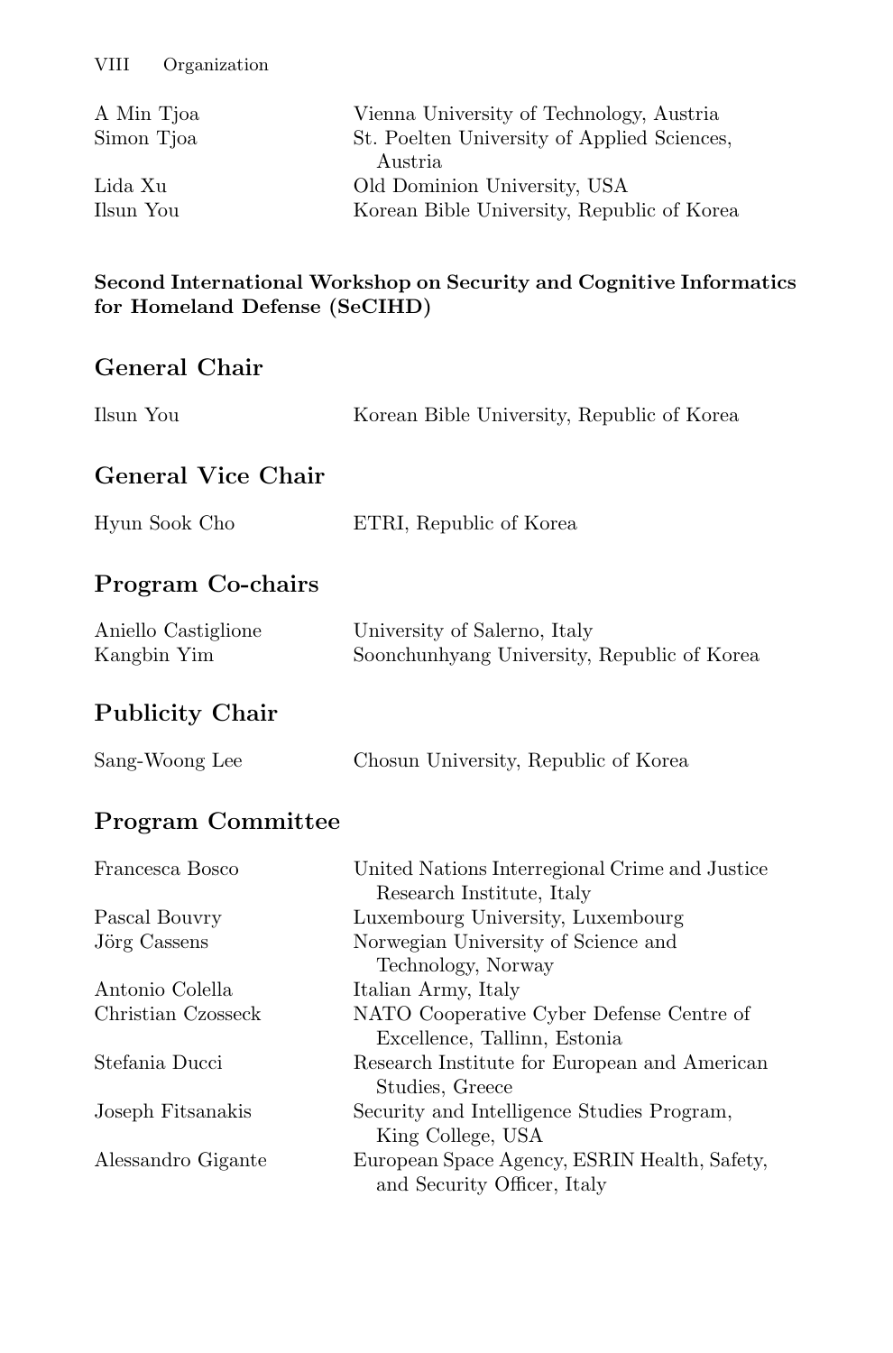| | |
|---|---|
| A Min Tjoa | Vienna University of Technology, Austria |
| Simon Tjoa | St. Poelten University of Applied Sciences, Austria |
| Lida Xu | Old Dominion University, USA |
| Ilsun You | Korean Bible University, Republic of Korea |

**Second International Workshop on Security and Cognitive Informatics for Homeland Defense (SeCIHD)**

## General Chair

| | |
|---|---|
| Ilsun You | Korean Bible University, Republic of Korea |

## General Vice Chair

| | |
|---|---|
| Hyun Sook Cho | ETRI, Republic of Korea |

## Program Co-chairs

| | |
|---|---|
| Aniello Castiglione | University of Salerno, Italy |
| Kangbin Yim | Soonchunhyang University, Republic of Korea |

## Publicity Chair

| | |
|---|---|
| Sang-Woong Lee | Chosun University, Republic of Korea |

## Program Committee

| | |
|---|---|
| Francesca Bosco | United Nations Interregional Crime and Justice Research Institute, Italy |
| Pascal Bouvry | Luxembourg University, Luxembourg |
| Jörg Cassens | Norwegian University of Science and Technology, Norway |
| Antonio Colella | Italian Army, Italy |
| Christian Czosseck | NATO Cooperative Cyber Defense Centre of Excellence, Tallinn, Estonia |
| Stefania Ducci | Research Institute for European and American Studies, Greece |
| Joseph Fitsanakis | Security and Intelligence Studies Program, King College, USA |
| Alessandro Gigante | European Space Agency, ESRIN Health, Safety, and Security Officer, Italy |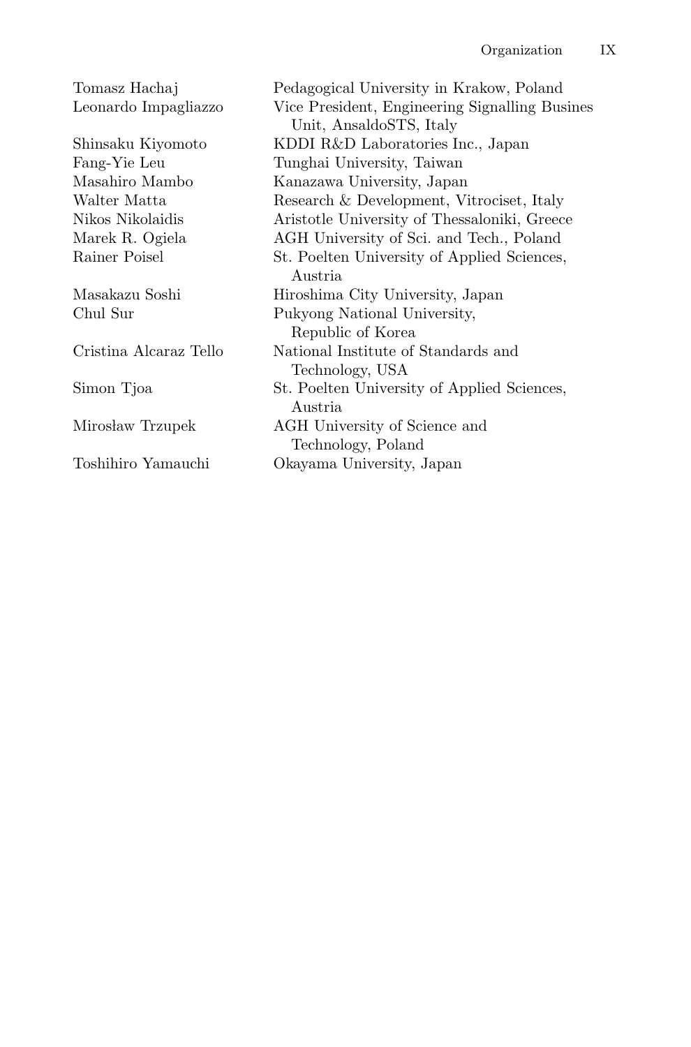| | |
|---|---|
| Tomasz Hachaj | Pedagogical University in Krakow, Poland |
| Leonardo Impagliazzo | Vice President, Engineering Signalling Busines Unit, AnsaldoSTS, Italy |
| Shinsaku Kiyomoto | KDDI R&D Laboratories Inc., Japan |
| Fang-Yie Leu | Tunghai University, Taiwan |
| Masahiro Mambo | Kanazawa University, Japan |
| Walter Matta | Research & Development, Vitrociset, Italy |
| Nikos Nikolaidis | Aristotle University of Thessaloniki, Greece |
| Marek R. Ogiela | AGH University of Sci. and Tech., Poland |
| Rainer Poisel | St. Poelten University of Applied Sciences, Austria |
| Masakazu Soshi | Hiroshima City University, Japan |
| Chul Sur | Pukyong National University, Republic of Korea |
| Cristina Alcaraz Tello | National Institute of Standards and Technology, USA |
| Simon Tjoa | St. Poelten University of Applied Sciences, Austria |
| Mirosław Trzupek | AGH University of Science and Technology, Poland |
| Toshihiro Yamauchi | Okayama University, Japan |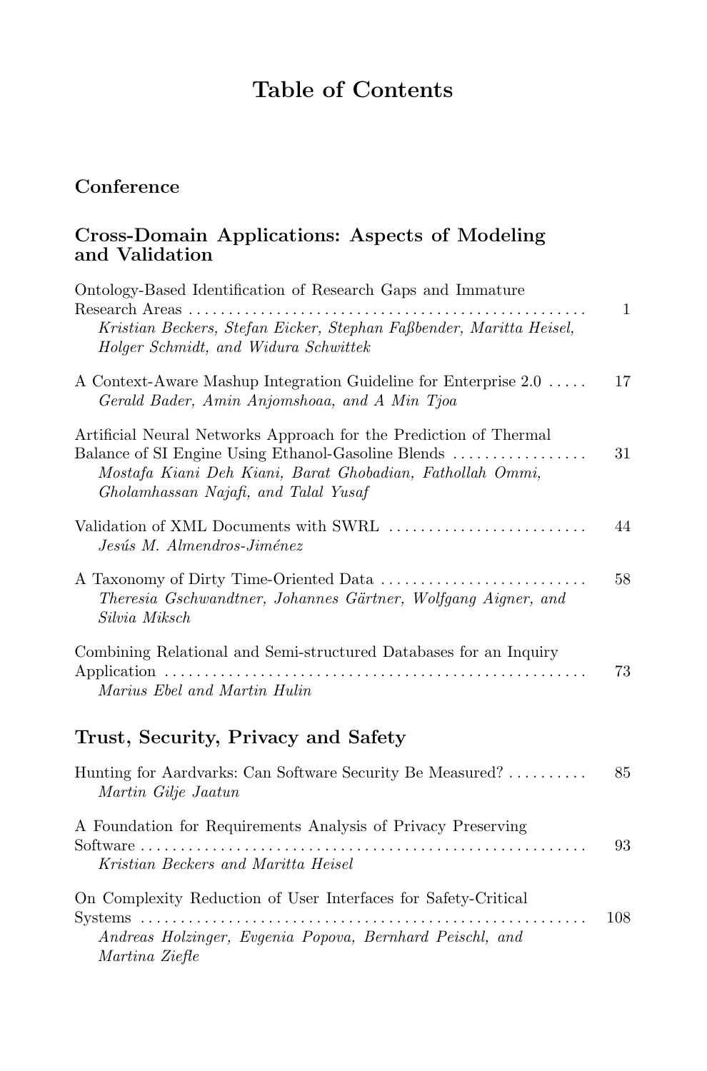# Table of Contents

## Conference

## Cross-Domain Applications: Aspects of Modeling and Validation

Ontology-Based Identification of Research Gaps and Immature Research Areas .......... 1
*Kristian Beckers, Stefan Eicker, Stephan Faßbender, Maritta Heisel, Holger Schmidt, and Widura Schwittek*

A Context-Aware Mashup Integration Guideline for Enterprise 2.0 .......... 17
*Gerald Bader, Amin Anjomshoaa, and A Min Tjoa*

Artificial Neural Networks Approach for the Prediction of Thermal Balance of SI Engine Using Ethanol-Gasoline Blends .......... 31
*Mostafa Kiani Deh Kiani, Barat Ghobadian, Fathollah Ommi, Gholamhassan Najafi, and Talal Yusaf*

Validation of XML Documents with SWRL .......... 44
*Jesús M. Almendros-Jiménez*

A Taxonomy of Dirty Time-Oriented Data .......... 58
*Theresia Gschwandtner, Johannes Gärtner, Wolfgang Aigner, and Silvia Miksch*

Combining Relational and Semi-structured Databases for an Inquiry Application .......... 73
*Marius Ebel and Martin Hulin*

## Trust, Security, Privacy and Safety

Hunting for Aardvarks: Can Software Security Be Measured? .......... 85
*Martin Gilje Jaatun*

A Foundation for Requirements Analysis of Privacy Preserving Software .......... 93
*Kristian Beckers and Maritta Heisel*

On Complexity Reduction of User Interfaces for Safety-Critical Systems .......... 108
*Andreas Holzinger, Evgenia Popova, Bernhard Peischl, and Martina Ziefle*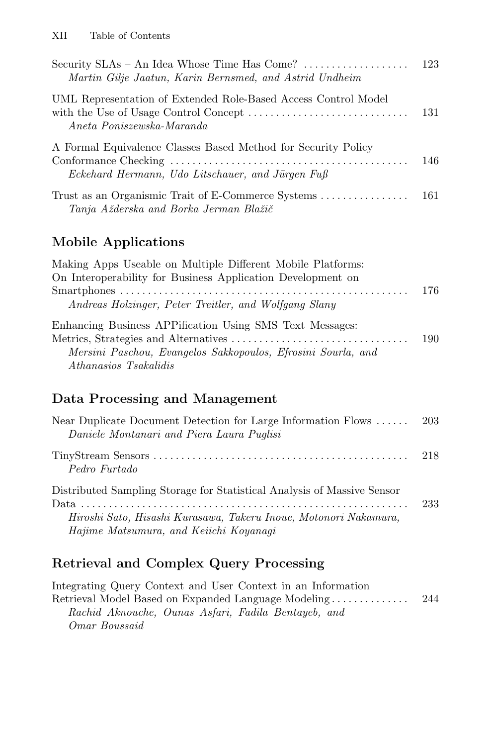Security SLAs – An Idea Whose Time Has Come? ..... 123
*Martin Gilje Jaatun, Karin Bernsmed, and Astrid Undheim*

UML Representation of Extended Role-Based Access Control Model with the Use of Usage Control Concept ..... 131
*Aneta Poniszewska-Maranda*

A Formal Equivalence Classes Based Method for Security Policy Conformance Checking ..... 146
*Eckehard Hermann, Udo Litschauer, and Jürgen Fuß*

Trust as an Organismic Trait of E-Commerce Systems ..... 161
*Tanja Ažderska and Borka Jerman Blažič*

## Mobile Applications

Making Apps Useable on Multiple Different Mobile Platforms: On Interoperability for Business Application Development on Smartphones ..... 176
*Andreas Holzinger, Peter Treitler, and Wolfgang Slany*

Enhancing Business APPification Using SMS Text Messages: Metrics, Strategies and Alternatives ..... 190
*Mersini Paschou, Evangelos Sakkopoulos, Efrosini Sourla, and Athanasios Tsakalidis*

## Data Processing and Management

Near Duplicate Document Detection for Large Information Flows ..... 203
*Daniele Montanari and Piera Laura Puglisi*

TinyStream Sensors ..... 218
*Pedro Furtado*

Distributed Sampling Storage for Statistical Analysis of Massive Sensor Data ..... 233
*Hiroshi Sato, Hisashi Kurasawa, Takeru Inoue, Motonori Nakamura, Hajime Matsumura, and Keiichi Koyanagi*

## Retrieval and Complex Query Processing

Integrating Query Context and User Context in an Information Retrieval Model Based on Expanded Language Modeling ..... 244
*Rachid Aknouche, Ounas Asfari, Fadila Bentayeb, and Omar Boussaid*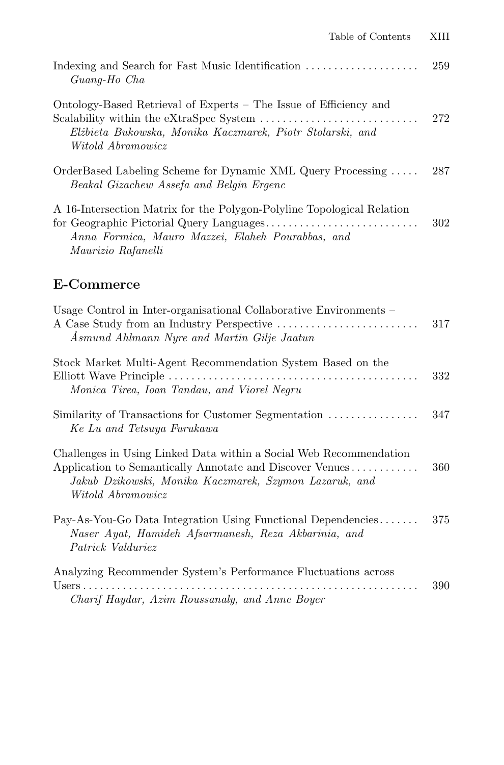Indexing and Search for Fast Music Identification .................... 259
*Guang-Ho Cha*

Ontology-Based Retrieval of Experts – The Issue of Efficiency and Scalability within the eXtraSpec System ............................ 272
*Elżbieta Bukowska, Monika Kaczmarek, Piotr Stolarski, and Witold Abramowicz*

OrderBased Labeling Scheme for Dynamic XML Query Processing ..... 287
*Beakal Gizachew Assefa and Belgin Ergenc*

A 16-Intersection Matrix for the Polygon-Polyline Topological Relation for Geographic Pictorial Query Languages........................... 302
*Anna Formica, Mauro Mazzei, Elaheh Pourabbas, and Maurizio Rafanelli*

## E-Commerce

Usage Control in Inter-organisational Collaborative Environments – A Case Study from an Industry Perspective ......................... 317
*Åsmund Ahlmann Nyre and Martin Gilje Jaatun*

Stock Market Multi-Agent Recommendation System Based on the Elliott Wave Principle ............................................. 332
*Monica Tirea, Ioan Tandau, and Viorel Negru*

Similarity of Transactions for Customer Segmentation ................ 347
*Ke Lu and Tetsuya Furukawa*

Challenges in Using Linked Data within a Social Web Recommendation Application to Semantically Annotate and Discover Venues............ 360
*Jakub Dzikowski, Monika Kaczmarek, Szymon Lazaruk, and Witold Abramowicz*

Pay-As-You-Go Data Integration Using Functional Dependencies....... 375
*Naser Ayat, Hamideh Afsarmanesh, Reza Akbarinia, and Patrick Valduriez*

Analyzing Recommender System's Performance Fluctuations across Users.......................................................... 390
*Charif Haydar, Azim Roussanaly, and Anne Boyer*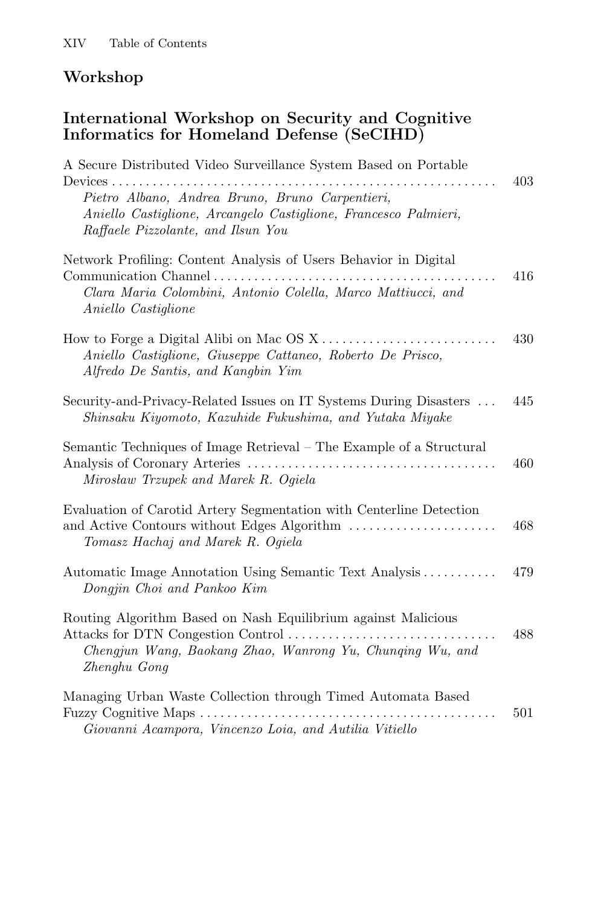## Workshop

### International Workshop on Security and Cognitive Informatics for Homeland Defense (SeCIHD)

A Secure Distributed Video Surveillance System Based on Portable Devices ........ 403
*Pietro Albano, Andrea Bruno, Bruno Carpentieri, Aniello Castiglione, Arcangelo Castiglione, Francesco Palmieri, Raffaele Pizzolante, and Ilsun You*

Network Profiling: Content Analysis of Users Behavior in Digital Communication Channel ........ 416
*Clara Maria Colombini, Antonio Colella, Marco Mattiucci, and Aniello Castiglione*

How to Forge a Digital Alibi on Mac OS X ........ 430
*Aniello Castiglione, Giuseppe Cattaneo, Roberto De Prisco, Alfredo De Santis, and Kangbin Yim*

Security-and-Privacy-Related Issues on IT Systems During Disasters ... 445
*Shinsaku Kiyomoto, Kazuhide Fukushima, and Yutaka Miyake*

Semantic Techniques of Image Retrieval – The Example of a Structural Analysis of Coronary Arteries ........ 460
*Mirosław Trzupek and Marek R. Ogiela*

Evaluation of Carotid Artery Segmentation with Centerline Detection and Active Contours without Edges Algorithm ........ 468
*Tomasz Hachaj and Marek R. Ogiela*

Automatic Image Annotation Using Semantic Text Analysis ........ 479
*Dongjin Choi and Pankoo Kim*

Routing Algorithm Based on Nash Equilibrium against Malicious Attacks for DTN Congestion Control ........ 488
*Chengjun Wang, Baokang Zhao, Wanrong Yu, Chunqing Wu, and Zhenghu Gong*

Managing Urban Waste Collection through Timed Automata Based Fuzzy Cognitive Maps ........ 501
*Giovanni Acampora, Vincenzo Loia, and Autilia Vitiello*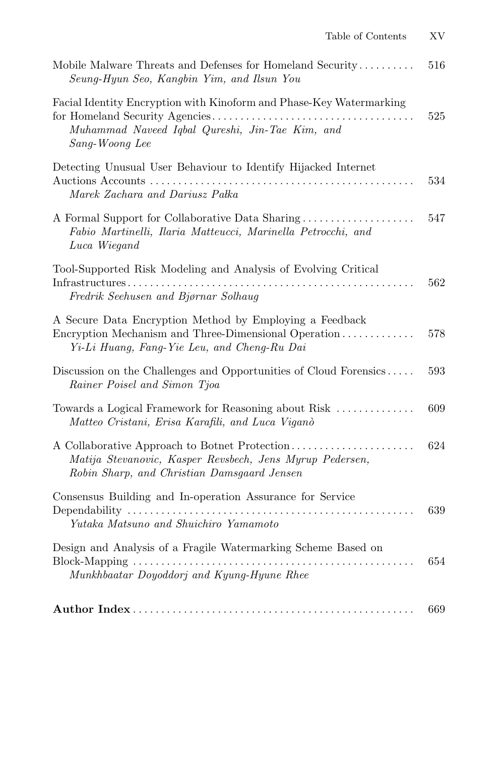Mobile Malware Threats and Defenses for Homeland Security .......... 516
*Seung-Hyun Seo, Kangbin Yim, and Ilsun You*

Facial Identity Encryption with Kinoform and Phase-Key Watermarking for Homeland Security Agencies .................................... 525
*Muhammad Naveed Iqbal Qureshi, Jin-Tae Kim, and Sang-Woong Lee*

Detecting Unusual User Behaviour to Identify Hijacked Internet Auctions Accounts ................................................ 534
*Marek Zachara and Dariusz Pałka*

A Formal Support for Collaborative Data Sharing .................... 547
*Fabio Martinelli, Ilaria Matteucci, Marinella Petrocchi, and Luca Wiegand*

Tool-Supported Risk Modeling and Analysis of Evolving Critical Infrastructures .................................................... 562
*Fredrik Seehusen and Bjørnar Solhaug*

A Secure Data Encryption Method by Employing a Feedback Encryption Mechanism and Three-Dimensional Operation ............. 578
*Yi-Li Huang, Fang-Yie Leu, and Cheng-Ru Dai*

Discussion on the Challenges and Opportunities of Cloud Forensics ..... 593
*Rainer Poisel and Simon Tjoa*

Towards a Logical Framework for Reasoning about Risk .............. 609
*Matteo Cristani, Erisa Karafili, and Luca Viganò*

A Collaborative Approach to Botnet Protection ...................... 624
*Matija Stevanovic, Kasper Revsbech, Jens Myrup Pedersen, Robin Sharp, and Christian Damsgaard Jensen*

Consensus Building and In-operation Assurance for Service Dependability .................................................... 639
*Yutaka Matsuno and Shuichiro Yamamoto*

Design and Analysis of a Fragile Watermarking Scheme Based on Block-Mapping .................................................. 654
*Munkhbaatar Doyoddorj and Kyung-Hyune Rhee*

**Author Index** .................................................. 669